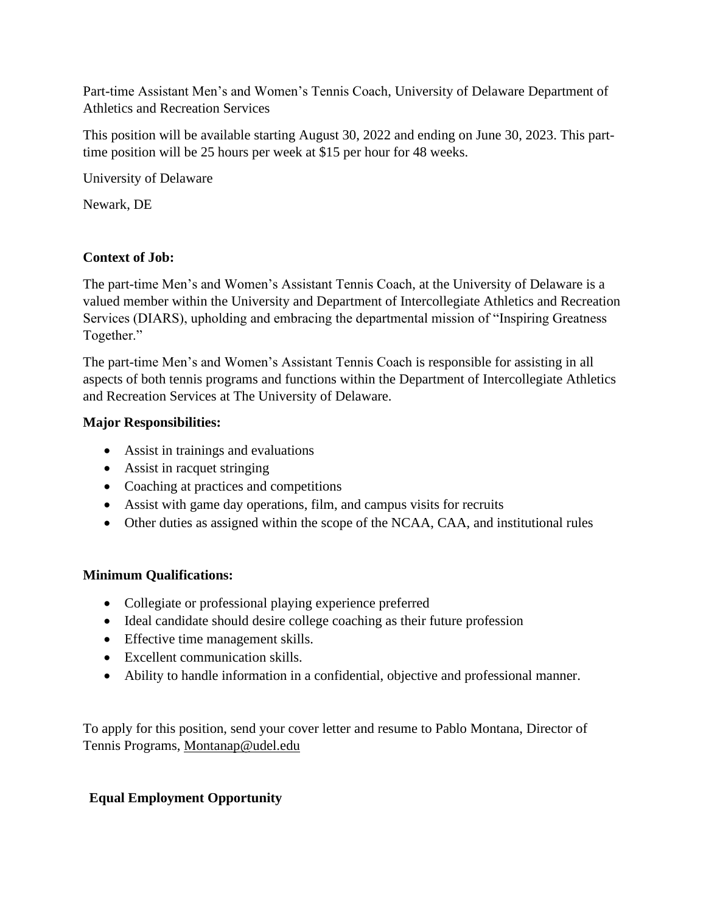Part-time Assistant Men's and Women's Tennis Coach, University of Delaware Department of Athletics and Recreation Services

This position will be available starting August 30, 2022 and ending on June 30, 2023. This part-time position will be 25 hours per week at $15 per hour for 48 weeks.

University of Delaware

Newark, DE

**Context of Job:**

The part-time Men's and Women's Assistant Tennis Coach, at the University of Delaware is a valued member within the University and Department of Intercollegiate Athletics and Recreation Services (DIARS), upholding and embracing the departmental mission of "Inspiring Greatness Together."

The part-time Men's and Women's Assistant Tennis Coach is responsible for assisting in all aspects of both tennis programs and functions within the Department of Intercollegiate Athletics and Recreation Services at The University of Delaware.

**Major Responsibilities:**

- Assist in trainings and evaluations
- Assist in racquet stringing
- Coaching at practices and competitions
- Assist with game day operations, film, and campus visits for recruits
- Other duties as assigned within the scope of the NCAA, CAA, and institutional rules

**Minimum Qualifications:**

- Collegiate or professional playing experience preferred
- Ideal candidate should desire college coaching as their future profession
- Effective time management skills.
- Excellent communication skills.
- Ability to handle information in a confidential, objective and professional manner.

To apply for this position, send your cover letter and resume to Pablo Montana, Director of Tennis Programs, Montanap@udel.edu

**Equal Employment Opportunity**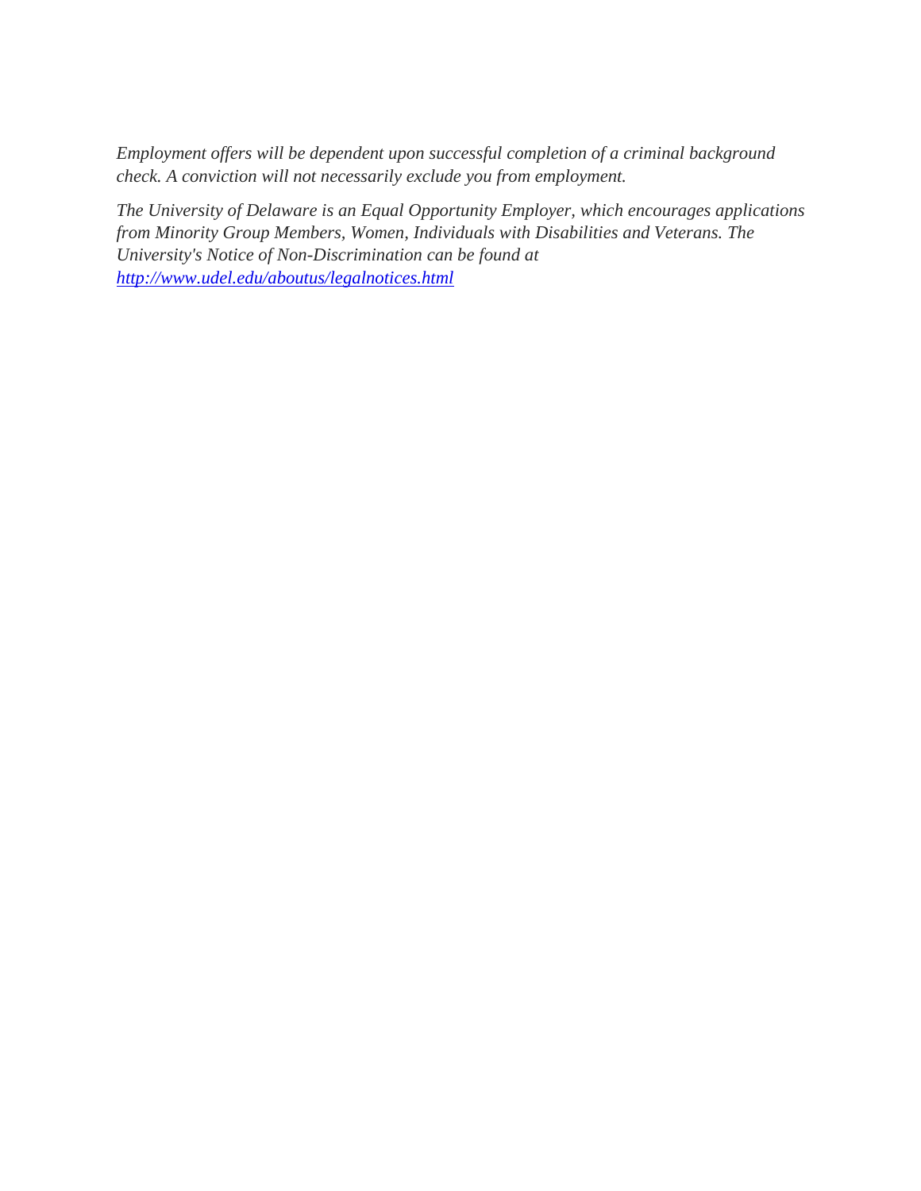*Employment offers will be dependent upon successful completion of a criminal background check. A conviction will not necessarily exclude you from employment.*

*The University of Delaware is an Equal Opportunity Employer, which encourages applications from Minority Group Members, Women, Individuals with Disabilities and Veterans. The University's Notice of Non-Discrimination can be found at [http://www.udel.edu/aboutus/legalnotices.html](http://www.udel.edu/aboutus/legalnotices.html)*